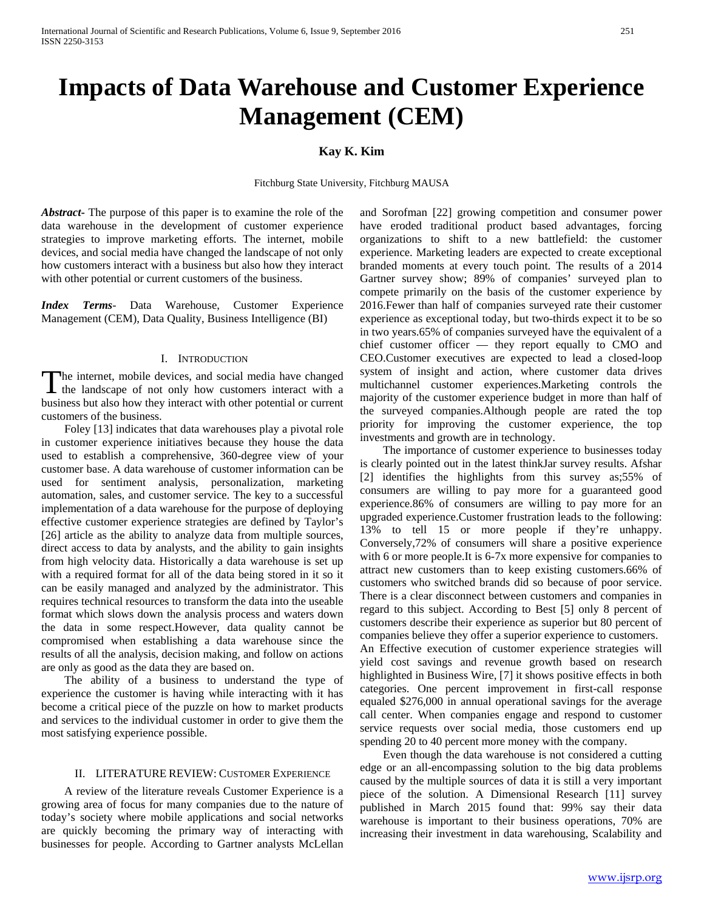# Impacts of Data Warehouse and Customer Experience Management (CEM)

**Kay K. Kim**

Fitchburg State University, Fitchburg MAUSA

***Abstract***- The purpose of this paper is to examine the role of the data warehouse in the development of customer experience strategies to improve marketing efforts. The internet, mobile devices, and social media have changed the landscape of not only how customers interact with a business but also how they interact with other potential or current customers of the business.

***Index Terms***- Data Warehouse, Customer Experience Management (CEM), Data Quality, Business Intelligence (BI)

## I. Introduction

The internet, mobile devices, and social media have changed the landscape of not only how customers interact with a business but also how they interact with other potential or current customers of the business.

Foley [13] indicates that data warehouses play a pivotal role in customer experience initiatives because they house the data used to establish a comprehensive, 360-degree view of your customer base. A data warehouse of customer information can be used for sentiment analysis, personalization, marketing automation, sales, and customer service. The key to a successful implementation of a data warehouse for the purpose of deploying effective customer experience strategies are defined by Taylor's [26] article as the ability to analyze data from multiple sources, direct access to data by analysts, and the ability to gain insights from high velocity data. Historically a data warehouse is set up with a required format for all of the data being stored in it so it can be easily managed and analyzed by the administrator. This requires technical resources to transform the data into the useable format which slows down the analysis process and waters down the data in some respect.However, data quality cannot be compromised when establishing a data warehouse since the results of all the analysis, decision making, and follow on actions are only as good as the data they are based on.

The ability of a business to understand the type of experience the customer is having while interacting with it has become a critical piece of the puzzle on how to market products and services to the individual customer in order to give them the most satisfying experience possible.

## II. Literature Review: Customer Experience

A review of the literature reveals Customer Experience is a growing area of focus for many companies due to the nature of today's society where mobile applications and social networks are quickly becoming the primary way of interacting with businesses for people. According to Gartner analysts McLellan and Sorofman [22] growing competition and consumer power have eroded traditional product based advantages, forcing organizations to shift to a new battlefield: the customer experience. Marketing leaders are expected to create exceptional branded moments at every touch point. The results of a 2014 Gartner survey show; 89% of companies' surveyed plan to compete primarily on the basis of the customer experience by 2016.Fewer than half of companies surveyed rate their customer experience as exceptional today, but two-thirds expect it to be so in two years.65% of companies surveyed have the equivalent of a chief customer officer — they report equally to CMO and CEO.Customer executives are expected to lead a closed-loop system of insight and action, where customer data drives multichannel customer experiences.Marketing controls the majority of the customer experience budget in more than half of the surveyed companies.Although people are rated the top priority for improving the customer experience, the top investments and growth are in technology.

The importance of customer experience to businesses today is clearly pointed out in the latest thinkJar survey results. Afshar [2] identifies the highlights from this survey as;55% of consumers are willing to pay more for a guaranteed good experience.86% of consumers are willing to pay more for an upgraded experience.Customer frustration leads to the following: 13% to tell 15 or more people if they're unhappy. Conversely,72% of consumers will share a positive experience with 6 or more people.It is 6-7x more expensive for companies to attract new customers than to keep existing customers.66% of customers who switched brands did so because of poor service. There is a clear disconnect between customers and companies in regard to this subject. According to Best [5] only 8 percent of customers describe their experience as superior but 80 percent of companies believe they offer a superior experience to customers. An Effective execution of customer experience strategies will yield cost savings and revenue growth based on research highlighted in Business Wire, [7] it shows positive effects in both categories. One percent improvement in first-call response equaled $276,000 in annual operational savings for the average call center. When companies engage and respond to customer service requests over social media, those customers end up spending 20 to 40 percent more money with the company.

Even though the data warehouse is not considered a cutting edge or an all-encompassing solution to the big data problems caused by the multiple sources of data it is still a very important piece of the solution. A Dimensional Research [11] survey published in March 2015 found that: 99% say their data warehouse is important to their business operations, 70% are increasing their investment in data warehousing, Scalability and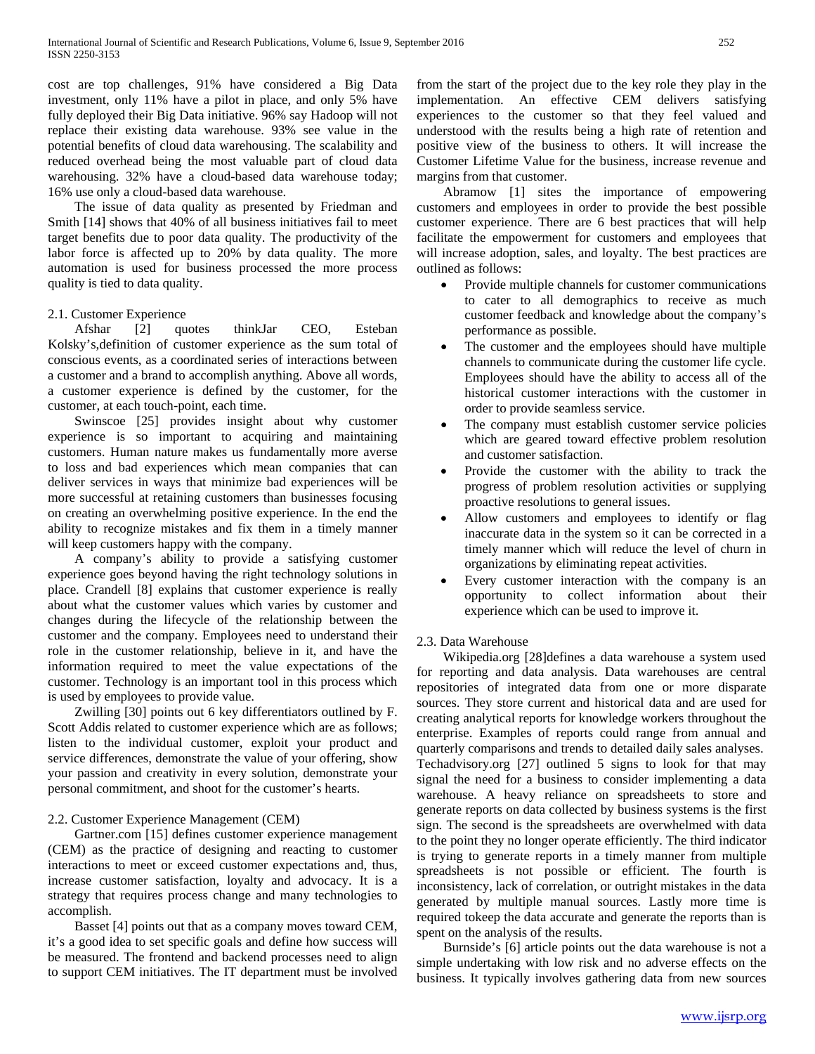cost are top challenges, 91% have considered a Big Data investment, only 11% have a pilot in place, and only 5% have fully deployed their Big Data initiative. 96% say Hadoop will not replace their existing data warehouse. 93% see value in the potential benefits of cloud data warehousing. The scalability and reduced overhead being the most valuable part of cloud data warehousing. 32% have a cloud-based data warehouse today; 16% use only a cloud-based data warehouse.

The issue of data quality as presented by Friedman and Smith [14] shows that 40% of all business initiatives fail to meet target benefits due to poor data quality. The productivity of the labor force is affected up to 20% by data quality. The more automation is used for business processed the more process quality is tied to data quality.

## 2.1. Customer Experience

Afshar [2] quotes thinkJar CEO, Esteban Kolsky's,definition of customer experience as the sum total of conscious events, as a coordinated series of interactions between a customer and a brand to accomplish anything. Above all words, a customer experience is defined by the customer, for the customer, at each touch-point, each time.

Swinscoe [25] provides insight about why customer experience is so important to acquiring and maintaining customers. Human nature makes us fundamentally more averse to loss and bad experiences which mean companies that can deliver services in ways that minimize bad experiences will be more successful at retaining customers than businesses focusing on creating an overwhelming positive experience. In the end the ability to recognize mistakes and fix them in a timely manner will keep customers happy with the company.

A company's ability to provide a satisfying customer experience goes beyond having the right technology solutions in place. Crandell [8] explains that customer experience is really about what the customer values which varies by customer and changes during the lifecycle of the relationship between the customer and the company. Employees need to understand their role in the customer relationship, believe in it, and have the information required to meet the value expectations of the customer. Technology is an important tool in this process which is used by employees to provide value.

Zwilling [30] points out 6 key differentiators outlined by F. Scott Addis related to customer experience which are as follows; listen to the individual customer, exploit your product and service differences, demonstrate the value of your offering, show your passion and creativity in every solution, demonstrate your personal commitment, and shoot for the customer's hearts.

## 2.2. Customer Experience Management (CEM)

Gartner.com [15] defines customer experience management (CEM) as the practice of designing and reacting to customer interactions to meet or exceed customer expectations and, thus, increase customer satisfaction, loyalty and advocacy. It is a strategy that requires process change and many technologies to accomplish.

Basset [4] points out that as a company moves toward CEM, it's a good idea to set specific goals and define how success will be measured. The frontend and backend processes need to align to support CEM initiatives. The IT department must be involved from the start of the project due to the key role they play in the implementation. An effective CEM delivers satisfying experiences to the customer so that they feel valued and understood with the results being a high rate of retention and positive view of the business to others. It will increase the Customer Lifetime Value for the business, increase revenue and margins from that customer.

Abramow [1] sites the importance of empowering customers and employees in order to provide the best possible customer experience. There are 6 best practices that will help facilitate the empowerment for customers and employees that will increase adoption, sales, and loyalty. The best practices are outlined as follows:

- Provide multiple channels for customer communications to cater to all demographics to receive as much customer feedback and knowledge about the company's performance as possible.
- The customer and the employees should have multiple channels to communicate during the customer life cycle. Employees should have the ability to access all of the historical customer interactions with the customer in order to provide seamless service.
- The company must establish customer service policies which are geared toward effective problem resolution and customer satisfaction.
- Provide the customer with the ability to track the progress of problem resolution activities or supplying proactive resolutions to general issues.
- Allow customers and employees to identify or flag inaccurate data in the system so it can be corrected in a timely manner which will reduce the level of churn in organizations by eliminating repeat activities.
- Every customer interaction with the company is an opportunity to collect information about their experience which can be used to improve it.

## 2.3. Data Warehouse

Wikipedia.org [28]defines a data warehouse a system used for reporting and data analysis. Data warehouses are central repositories of integrated data from one or more disparate sources. They store current and historical data and are used for creating analytical reports for knowledge workers throughout the enterprise. Examples of reports could range from annual and quarterly comparisons and trends to detailed daily sales analyses. Techadvisory.org [27] outlined 5 signs to look for that may signal the need for a business to consider implementing a data warehouse. A heavy reliance on spreadsheets to store and generate reports on data collected by business systems is the first sign. The second is the spreadsheets are overwhelmed with data to the point they no longer operate efficiently. The third indicator is trying to generate reports in a timely manner from multiple spreadsheets is not possible or efficient. The fourth is inconsistency, lack of correlation, or outright mistakes in the data generated by multiple manual sources. Lastly more time is required tokeep the data accurate and generate the reports than is spent on the analysis of the results.

Burnside's [6] article points out the data warehouse is not a simple undertaking with low risk and no adverse effects on the business. It typically involves gathering data from new sources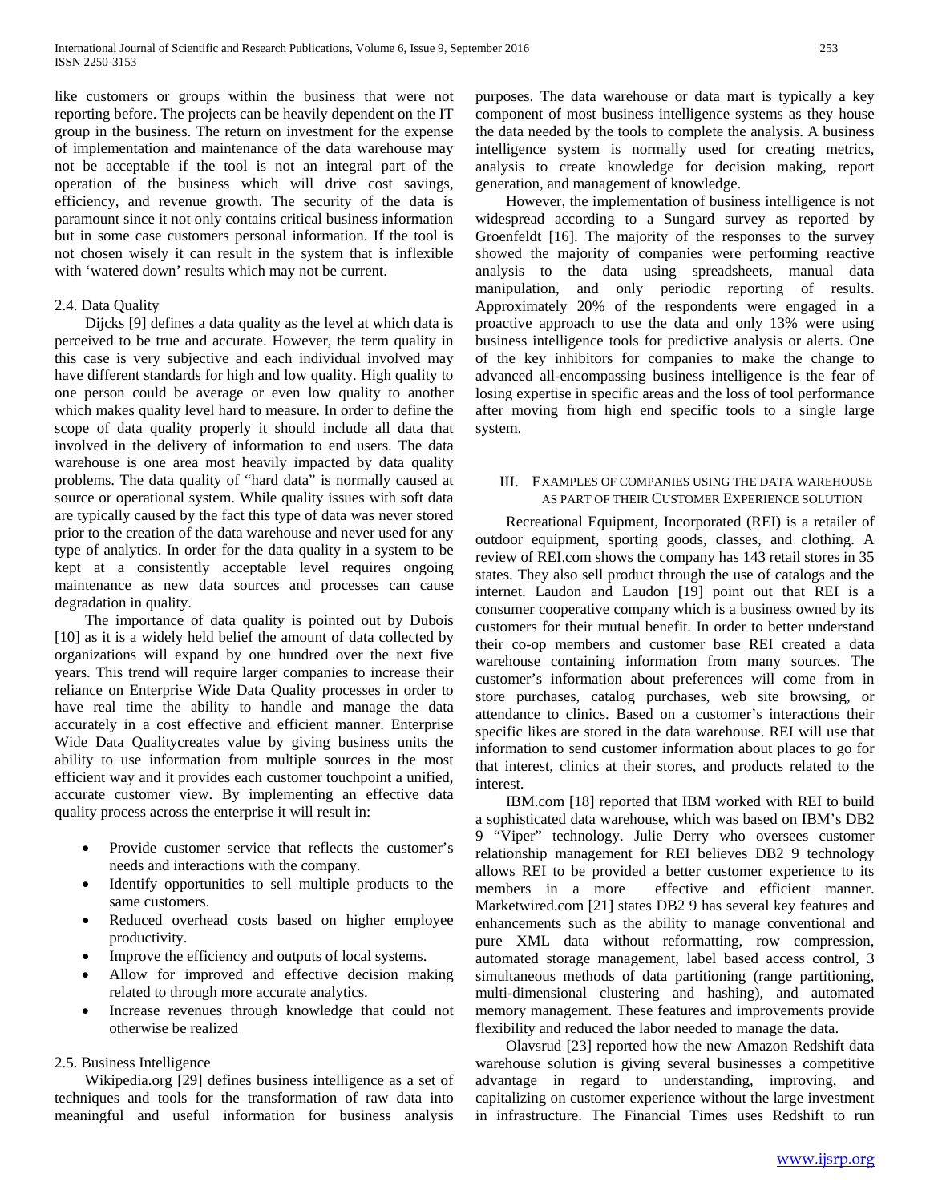like customers or groups within the business that were not reporting before. The projects can be heavily dependent on the IT group in the business. The return on investment for the expense of implementation and maintenance of the data warehouse may not be acceptable if the tool is not an integral part of the operation of the business which will drive cost savings, efficiency, and revenue growth. The security of the data is paramount since it not only contains critical business information but in some case customers personal information. If the tool is not chosen wisely it can result in the system that is inflexible with 'watered down' results which may not be current.

### 2.4. Data Quality

Dijcks [9] defines a data quality as the level at which data is perceived to be true and accurate. However, the term quality in this case is very subjective and each individual involved may have different standards for high and low quality. High quality to one person could be average or even low quality to another which makes quality level hard to measure. In order to define the scope of data quality properly it should include all data that involved in the delivery of information to end users. The data warehouse is one area most heavily impacted by data quality problems. The data quality of "hard data" is normally caused at source or operational system. While quality issues with soft data are typically caused by the fact this type of data was never stored prior to the creation of the data warehouse and never used for any type of analytics. In order for the data quality in a system to be kept at a consistently acceptable level requires ongoing maintenance as new data sources and processes can cause degradation in quality.

The importance of data quality is pointed out by Dubois [10] as it is a widely held belief the amount of data collected by organizations will expand by one hundred over the next five years. This trend will require larger companies to increase their reliance on Enterprise Wide Data Quality processes in order to have real time the ability to handle and manage the data accurately in a cost effective and efficient manner. Enterprise Wide Data Qualitycreates value by giving business units the ability to use information from multiple sources in the most efficient way and it provides each customer touchpoint a unified, accurate customer view. By implementing an effective data quality process across the enterprise it will result in:

- Provide customer service that reflects the customer's needs and interactions with the company.
- Identify opportunities to sell multiple products to the same customers.
- Reduced overhead costs based on higher employee productivity.
- Improve the efficiency and outputs of local systems.
- Allow for improved and effective decision making related to through more accurate analytics.
- Increase revenues through knowledge that could not otherwise be realized

### 2.5. Business Intelligence

Wikipedia.org [29] defines business intelligence as a set of techniques and tools for the transformation of raw data into meaningful and useful information for business analysis purposes. The data warehouse or data mart is typically a key component of most business intelligence systems as they house the data needed by the tools to complete the analysis. A business intelligence system is normally used for creating metrics, analysis to create knowledge for decision making, report generation, and management of knowledge.

However, the implementation of business intelligence is not widespread according to a Sungard survey as reported by Groenfeldt [16]. The majority of the responses to the survey showed the majority of companies were performing reactive analysis to the data using spreadsheets, manual data manipulation, and only periodic reporting of results. Approximately 20% of the respondents were engaged in a proactive approach to use the data and only 13% were using business intelligence tools for predictive analysis or alerts. One of the key inhibitors for companies to make the change to advanced all-encompassing business intelligence is the fear of losing expertise in specific areas and the loss of tool performance after moving from high end specific tools to a single large system.

## III. Examples of Companies Using the Data Warehouse as Part of Their Customer Experience Solution

Recreational Equipment, Incorporated (REI) is a retailer of outdoor equipment, sporting goods, classes, and clothing. A review of REI.com shows the company has 143 retail stores in 35 states. They also sell product through the use of catalogs and the internet. Laudon and Laudon [19] point out that REI is a consumer cooperative company which is a business owned by its customers for their mutual benefit. In order to better understand their co-op members and customer base REI created a data warehouse containing information from many sources. The customer's information about preferences will come from in store purchases, catalog purchases, web site browsing, or attendance to clinics. Based on a customer's interactions their specific likes are stored in the data warehouse. REI will use that information to send customer information about places to go for that interest, clinics at their stores, and products related to the interest.

IBM.com [18] reported that IBM worked with REI to build a sophisticated data warehouse, which was based on IBM's DB2 9 "Viper" technology. Julie Derry who oversees customer relationship management for REI believes DB2 9 technology allows REI to be provided a better customer experience to its members in a more effective and efficient manner. Marketwired.com [21] states DB2 9 has several key features and enhancements such as the ability to manage conventional and pure XML data without reformatting, row compression, automated storage management, label based access control, 3 simultaneous methods of data partitioning (range partitioning, multi-dimensional clustering and hashing), and automated memory management. These features and improvements provide flexibility and reduced the labor needed to manage the data.

Olavsrud [23] reported how the new Amazon Redshift data warehouse solution is giving several businesses a competitive advantage in regard to understanding, improving, and capitalizing on customer experience without the large investment in infrastructure. The Financial Times uses Redshift to run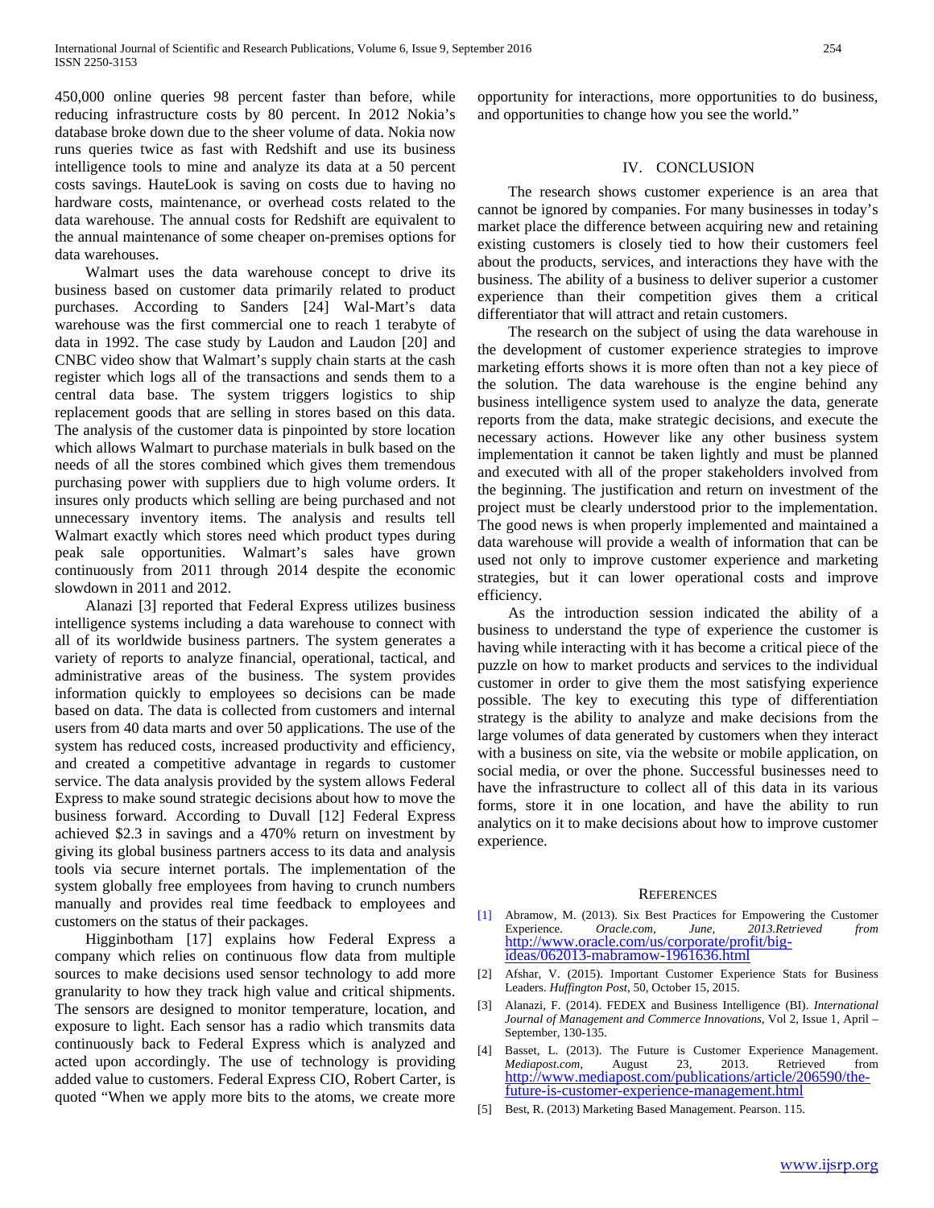450,000 online queries 98 percent faster than before, while reducing infrastructure costs by 80 percent. In 2012 Nokia's database broke down due to the sheer volume of data. Nokia now runs queries twice as fast with Redshift and use its business intelligence tools to mine and analyze its data at a 50 percent costs savings. HauteLook is saving on costs due to having no hardware costs, maintenance, or overhead costs related to the data warehouse. The annual costs for Redshift are equivalent to the annual maintenance of some cheaper on-premises options for data warehouses.

Walmart uses the data warehouse concept to drive its business based on customer data primarily related to product purchases. According to Sanders [24] Wal-Mart's data warehouse was the first commercial one to reach 1 terabyte of data in 1992. The case study by Laudon and Laudon [20] and CNBC video show that Walmart's supply chain starts at the cash register which logs all of the transactions and sends them to a central data base. The system triggers logistics to ship replacement goods that are selling in stores based on this data. The analysis of the customer data is pinpointed by store location which allows Walmart to purchase materials in bulk based on the needs of all the stores combined which gives them tremendous purchasing power with suppliers due to high volume orders. It insures only products which selling are being purchased and not unnecessary inventory items. The analysis and results tell Walmart exactly which stores need which product types during peak sale opportunities. Walmart's sales have grown continuously from 2011 through 2014 despite the economic slowdown in 2011 and 2012.

Alanazi [3] reported that Federal Express utilizes business intelligence systems including a data warehouse to connect with all of its worldwide business partners. The system generates a variety of reports to analyze financial, operational, tactical, and administrative areas of the business. The system provides information quickly to employees so decisions can be made based on data. The data is collected from customers and internal users from 40 data marts and over 50 applications. The use of the system has reduced costs, increased productivity and efficiency, and created a competitive advantage in regards to customer service. The data analysis provided by the system allows Federal Express to make sound strategic decisions about how to move the business forward. According to Duvall [12] Federal Express achieved $2.3 in savings and a 470% return on investment by giving its global business partners access to its data and analysis tools via secure internet portals. The implementation of the system globally free employees from having to crunch numbers manually and provides real time feedback to employees and customers on the status of their packages.

Higginbotham [17] explains how Federal Express a company which relies on continuous flow data from multiple sources to make decisions used sensor technology to add more granularity to how they track high value and critical shipments. The sensors are designed to monitor temperature, location, and exposure to light. Each sensor has a radio which transmits data continuously back to Federal Express which is analyzed and acted upon accordingly. The use of technology is providing added value to customers. Federal Express CIO, Robert Carter, is quoted "When we apply more bits to the atoms, we create more opportunity for interactions, more opportunities to do business, and opportunities to change how you see the world."

## IV. CONCLUSION

The research shows customer experience is an area that cannot be ignored by companies. For many businesses in today's market place the difference between acquiring new and retaining existing customers is closely tied to how their customers feel about the products, services, and interactions they have with the business. The ability of a business to deliver superior a customer experience than their competition gives them a critical differentiator that will attract and retain customers.

The research on the subject of using the data warehouse in the development of customer experience strategies to improve marketing efforts shows it is more often than not a key piece of the solution. The data warehouse is the engine behind any business intelligence system used to analyze the data, generate reports from the data, make strategic decisions, and execute the necessary actions. However like any other business system implementation it cannot be taken lightly and must be planned and executed with all of the proper stakeholders involved from the beginning. The justification and return on investment of the project must be clearly understood prior to the implementation. The good news is when properly implemented and maintained a data warehouse will provide a wealth of information that can be used not only to improve customer experience and marketing strategies, but it can lower operational costs and improve efficiency.

As the introduction session indicated the ability of a business to understand the type of experience the customer is having while interacting with it has become a critical piece of the puzzle on how to market products and services to the individual customer in order to give them the most satisfying experience possible. The key to executing this type of differentiation strategy is the ability to analyze and make decisions from the large volumes of data generated by customers when they interact with a business on site, via the website or mobile application, on social media, or over the phone. Successful businesses need to have the infrastructure to collect all of this data in its various forms, store it in one location, and have the ability to run analytics on it to make decisions about how to improve customer experience.

## REFERENCES

[1] Abramow, M. (2013). Six Best Practices for Empowering the Customer Experience. *Oracle.com, June, 2013.Retrieved from* http://www.oracle.com/us/corporate/profit/big-ideas/062013-mabramow-1961636.html

[2] Afshar, V. (2015). Important Customer Experience Stats for Business Leaders. *Huffington Post*, 50, October 15, 2015.

[3] Alanazi, F. (2014). FEDEX and Business Intelligence (BI). *International Journal of Management and Commerce Innovations*, Vol 2, Issue 1, April – September, 130-135.

[4] Basset, L. (2013). The Future is Customer Experience Management. *Mediapost.com*, August 23, 2013. Retrieved from http://www.mediapost.com/publications/article/206590/the-future-is-customer-experience-management.html

[5] Best, R. (2013) Marketing Based Management. Pearson. 115.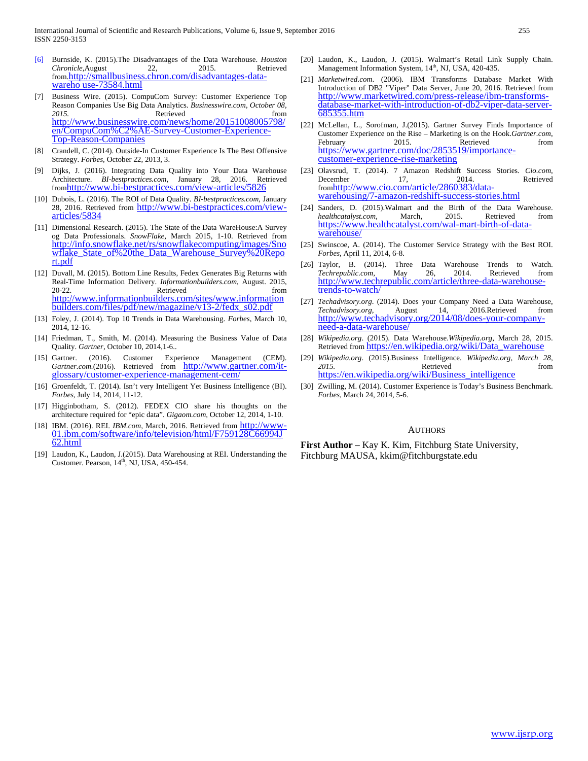[6] Burnside, K. (2015).The Disadvantages of the Data Warehouse. *Houston Chronicle*,August 22, 2015. Retrieved from.http://smallbusiness.chron.com/disadvantages-data-wareho use-73584.html

[7] Business Wire. (2015). CompuCom Survey: Customer Experience Top Reason Companies Use Big Data Analytics. *Businesswire.com, October 08, 2015*. Retrieved from http://www.businesswire.com/news/home/20151008005798/en/CompuCom%C2%AE-Survey-Customer-Experience-Top-Reason-Companies

[8] Crandell, C. (2014). Outside-In Customer Experience Is The Best Offensive Strategy. *Forbes*, October 22, 2013, 3.

[9] Dijks, J. (2016). Integrating Data Quality into Your Data Warehouse Architecture. *BI-bestpractices.com*, January 28, 2016. Retrieved fromhttp://www.bi-bestpractices.com/view-articles/5826

[10] Dubois, L. (2016). The ROI of Data Quality. *BI-bestpractices.com*, January 28, 2016. Retrieved from http://www.bi-bestpractices.com/view-articles/5834

[11] Dimensional Research. (2015). The State of the Data WareHouse:A Survey og Data Professionals. *SnowFlake*, March 2015, 1-10. Retrieved from http://info.snowflake.net/rs/snowflakecomputing/images/Snowflake_State_of%20the_Data_Warehouse_Survey%20Report.pdf

[12] Duvall, M. (2015). Bottom Line Results, Fedex Generates Big Returns with Real-Time Information Delivery. *Informationbuilders.com*, August. 2015, 20-22. Retrieved from http://www.informationbuilders.com/sites/www.informationbuilders.com/files/pdf/new/magazine/v13-2/fedx_s02.pdf

[13] Foley, J. (2014). Top 10 Trends in Data Warehousing. *Forbes*, March 10, 2014, 12-16.

[14] Friedman, T., Smith, M. (2014). Measuring the Business Value of Data Quality. *Gartner*, October 10, 2014,1-6..

[15] Gartner. (2016). Customer Experience Management (CEM). *Gartner.com*.(2016). Retrieved from http://www.gartner.com/it-glossary/customer-experience-management-cem/

[16] Groenfeldt, T. (2014). Isn't very Intelligent Yet Business Intelligence (BI). *Forbes*, July 14, 2014, 11-12.

[17] Higginbotham, S. (2012). FEDEX CIO share his thoughts on the architecture required for "epic data". *Gigaom.com*, October 12, 2014, 1-10.

[18] IBM. (2016). REI. *IBM.com*, March, 2016. Retrieved from http://www-01.ibm.com/software/info/television/html/F759128C66994J62.html

[19] Laudon, K., Laudon, J.(2015). Data Warehousing at REI. Understanding the Customer. Pearson, 14th, NJ, USA, 450-454.

[20] Laudon, K., Laudon, J. (2015). Walmart's Retail Link Supply Chain. Management Information System, 14th, NJ, USA, 420-435.

[21] *Marketwired.com*. (2006). IBM Transforms Database Market With Introduction of DB2 "Viper" Data Server, June 20, 2016. Retrieved from http://www.marketwired.com/press-release/ibm-transforms-database-market-with-introduction-of-db2-viper-data-server-685355.htm

[22] McLellan, L., Sorofman, J.(2015). Gartner Survey Finds Importance of Customer Experience on the Rise – Marketing is on the Hook.*Gartner.com*, February 2015. Retrieved from https://www.gartner.com/doc/2853519/importance-customer-experience-rise-marketing

[23] Olavsrud, T. (2014). 7 Amazon Redshift Success Stories. *Cio.com*, December 17, 2014. Retrieved fromhttp://www.cio.com/article/2860383/data-warehousing/7-amazon-redshift-success-stories.html

[24] Sanders, D. (2015).Walmart and the Birth of the Data Warehouse. *healthcatalyst.com*, March, 2015. Retrieved from https://www.healthcatalyst.com/wal-mart-birth-of-data-warehouse/

[25] Swinscoe, A. (2014). The Customer Service Strategy with the Best ROI. *Forbes*, April 11, 2014, 6-8.

[26] Taylor, B. (2014). Three Data Warehouse Trends to Watch. *Techrepublic.com*, May 26, 2014. Retrieved from http://www.techrepublic.com/article/three-data-warehouse-trends-to-watch/

[27] *Techadvisory.org*. (2014). Does your Company Need a Data Warehouse, *Techadvisory.org*, August 14, 2016.Retrieved from http://www.techadvisory.org/2014/08/does-your-company-need-a-data-warehouse/

[28] *Wikipedia.org*. (2015). Data Warehouse.*Wikipedia.org*, March 28, 2015. Retrieved from https://en.wikipedia.org/wiki/Data_warehouse

[29] *Wikipedia.org*. (2015).Business Intelligence. *Wikipedia.org, March 28, 2015*. Retrieved from https://en.wikipedia.org/wiki/Business_intelligence

[30] Zwilling, M. (2014). Customer Experience is Today's Business Benchmark. *Forbes*, March 24, 2014, 5-6.

## AUTHORS

**First Author** – Kay K. Kim, Fitchburg State University, Fitchburg MAUSA, kkim@fitchburgstate.edu